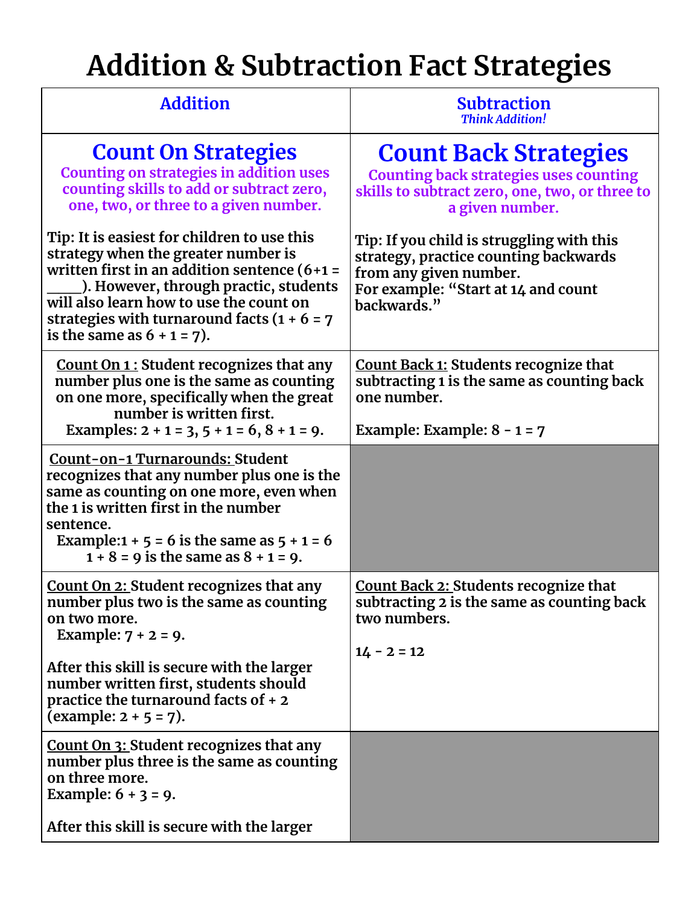# Addition & Subtraction Fact Strategies

| Addition | Subtraction<br>*Think Addition!* |
|---|---|
| **Count On Strategies**<br>**Counting on strategies in addition uses counting skills to add or subtract zero, one, two, or three to a given number.**<br><br>**Tip: It is easiest for children to use this strategy when the greater number is written first in an addition sentence (6+1 = _____). However, through practic, students will also learn how to use the count on strategies with turnaround facts (1 + 6 = 7 is the same as 6 + 1 = 7).** | **Count Back Strategies**<br>**Counting back strategies uses counting skills to subtract zero, one, two, or three to a given number.**<br><br>**Tip: If you child is struggling with this strategy, practice counting backwards from any given number.**<br>**For example: "Start at 14 and count backwards."** |
| **Count On 1 : Student recognizes that any number plus one is the same as counting on one more, specifically when the great number is written first.**<br>**Examples: 2 + 1 = 3, 5 + 1 = 6, 8 + 1 = 9.** | **Count Back 1: Students recognize that subtracting 1 is the same as counting back one number.**<br><br>**Example: Example: 8 - 1 = 7** |
| **Count-on-1 Turnarounds: Student recognizes that any number plus one is the same as counting on one more, even when the 1 is written first in the number sentence.**<br>**Example:1 + 5 = 6 is the same as 5 + 1 = 6**<br>**1 + 8 = 9 is the same as 8 + 1 = 9.** | |
| **Count On 2: Student recognizes that any number plus two is the same as counting on two more.**<br>**Example: 7 + 2 = 9.**<br><br>**After this skill is secure with the larger number written first, students should practice the turnaround facts of + 2 (example: 2 + 5 = 7).** | **Count Back 2: Students recognize that subtracting 2 is the same as counting back two numbers.**<br><br>**14 - 2 = 12** |
| **Count On 3: Student recognizes that any number plus three is the same as counting on three more.**<br>**Example: 6 + 3 = 9.**<br><br>**After this skill is secure with the larger** | |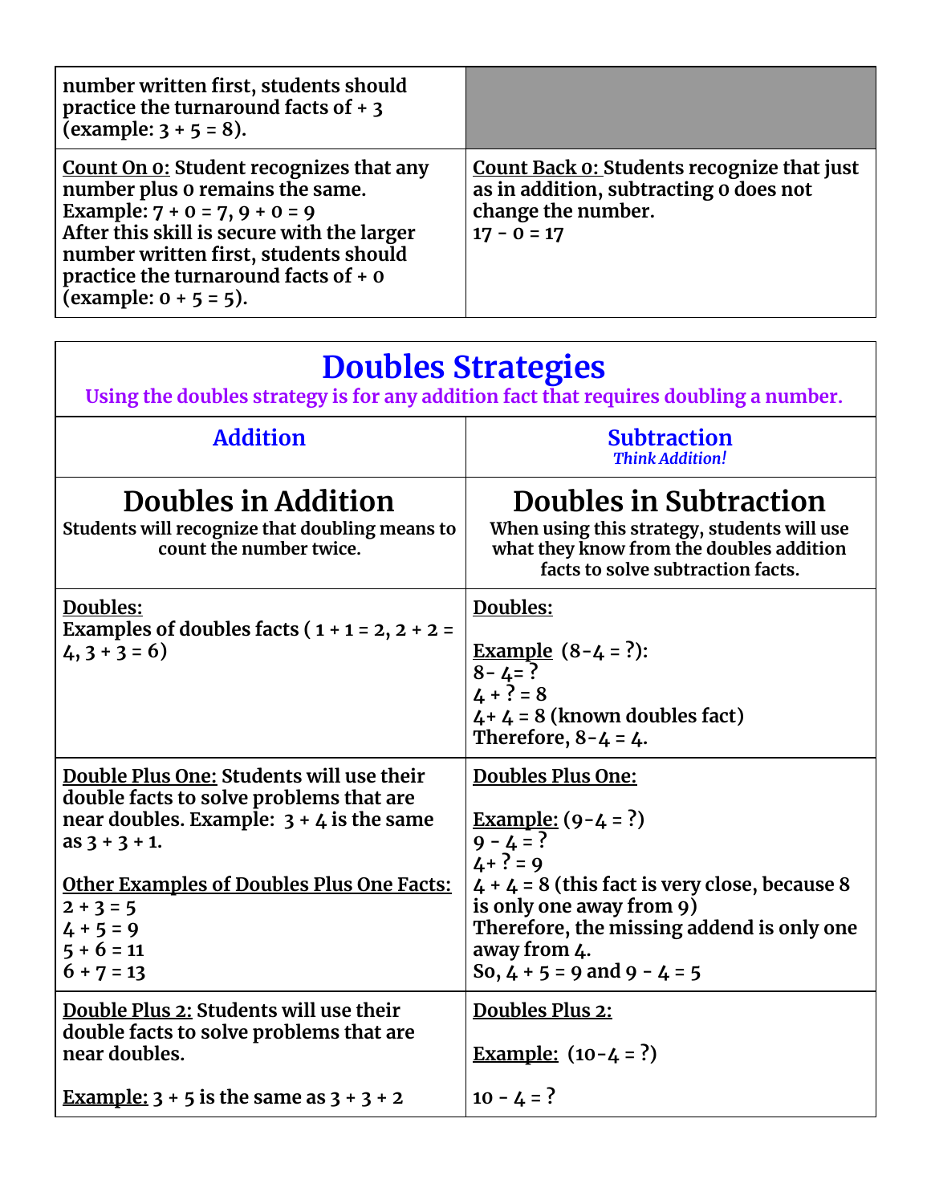| | |
|---|---|
| number written first, students should practice the turnaround facts of + 3 (example: 3 + 5 = 8). | |
| **<u>Count On 0:</u>** Student recognizes that any number plus 0 remains the same.<br>Example: 7 + 0 = 7, 9 + 0 = 9<br>After this skill is secure with the larger number written first, students should practice the turnaround facts of + 0 (example: 0 + 5 = 5). | **<u>Count Back 0:</u>** Students recognize that just as in addition, subtracting 0 does not change the number.<br>17 - 0 = 17 |

# Doubles Strategies

**Using the doubles strategy is for any addition fact that requires doubling a number.**

| Addition | Subtraction<br>*Think Addition!* |
|---|---|
| **Doubles in Addition**<br>Students will recognize that doubling means to count the number twice. | **Doubles in Subtraction**<br>When using this strategy, students will use what they know from the doubles addition facts to solve subtraction facts. |
| **<u>Doubles:</u>**<br>Examples of doubles facts ( 1 + 1 = 2, 2 + 2 = 4, 3 + 3 = 6) | **<u>Doubles:</u>**<br><br><u>Example</u> (8-4 = ?):<br>8- 4= ?<br>4 + ? = 8<br>4+ 4 = 8 (known doubles fact)<br>Therefore, 8-4 = 4. |
| **<u>Double Plus One:</u>** Students will use their double facts to solve problems that are near doubles. Example: 3 + 4 is the same as 3 + 3 + 1.<br><br><u>Other Examples of Doubles Plus One Facts:</u><br>2 + 3 = 5<br>4 + 5 = 9<br>5 + 6 = 11<br>6 + 7 = 13 | **<u>Doubles Plus One:</u>**<br><br><u>Example:</u> (9-4 = ?)<br>9 - 4 = ?<br>4+ ? = 9<br>4 + 4 = 8 (this fact is very close, because 8 is only one away from 9)<br>Therefore, the missing addend is only one away from 4.<br>So, 4 + 5 = 9 and 9 - 4 = 5 |
| **<u>Double Plus 2:</u>** Students will use their double facts to solve problems that are near doubles.<br><br><u>Example:</u> 3 + 5 is the same as 3 + 3 + 2 | **<u>Doubles Plus 2:</u>**<br><br><u>Example:</u> (10-4 = ?)<br><br>10 - 4 = ? |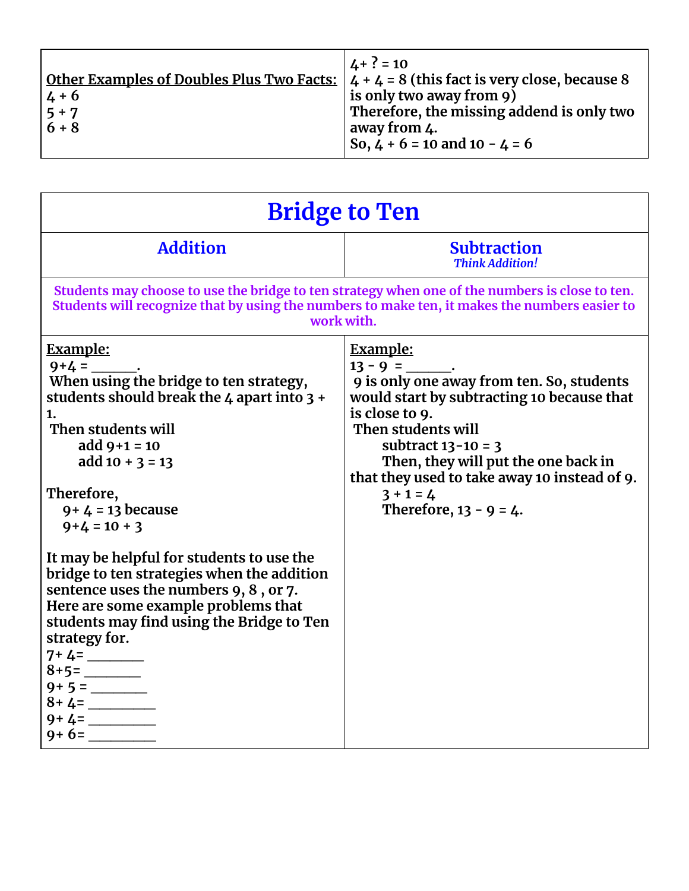| | |
|---|---|
| <u>Other Examples of Doubles Plus Two Facts:</u><br>4 + 6<br>5 + 7<br>6 + 8 | 4+ ? = 10<br>4 + 4 = 8 (this fact is very close, because 8 is only two away from 9)<br>Therefore, the missing addend is only two away from 4.<br>So, 4 + 6 = 10 and 10 - 4 = 6 |

# Bridge to Ten

| Addition | Subtraction<br>*Think Addition!* |
|---|---|
| Students may choose to use the bridge to ten strategy when one of the numbers is close to ten. Students will recognize that by using the numbers to make ten, it makes the numbers easier to work with. | |
| <u>Example:</u><br>9+4 = ______.<br>When using the bridge to ten strategy, students should break the 4 apart into 3 + 1.<br>Then students will<br>add 9+1 = 10<br>add 10 + 3 = 13<br><br>Therefore,<br>9+ 4 = 13 because<br>9+4 = 10 + 3<br><br>It may be helpful for students to use the bridge to ten strategies when the addition sentence uses the numbers 9, 8 , or 7. Here are some example problems that students may find using the Bridge to Ten strategy for.<br>7+ 4= ________<br>8+5= ________<br>9+ 5 = ________<br>8+ 4= __________<br>9+ 4= __________<br>9+ 6= __________ | <u>Example:</u><br>13 - 9 = ______.<br>9 is only one away from ten. So, students would start by subtracting 10 because that is close to 9.<br>Then students will<br>subtract 13-10 = 3<br>Then, they will put the one back in that they used to take away 10 instead of 9.<br>3 + 1 = 4<br>Therefore, 13 - 9 = 4. |